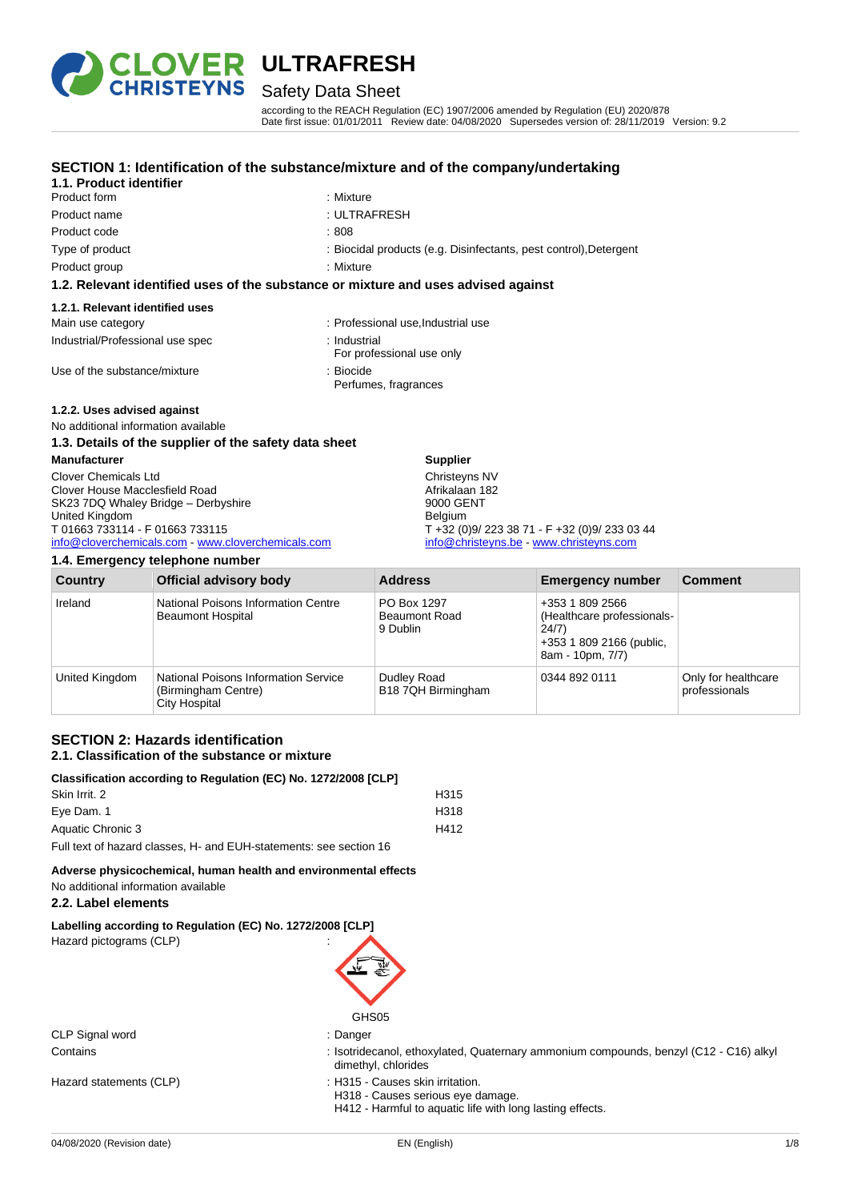# ULTRAFRESH

## Safety Data Sheet

according to the REACH Regulation (EC) 1907/2006 amended by Regulation (EU) 2020/878
Date first issue: 01/01/2011 Review date: 04/08/2020 Supersedes version of: 28/11/2019 Version: 9.2

## SECTION 1: Identification of the substance/mixture and of the company/undertaking

### 1.1. Product identifier

| | |
|---|---|
| Product form | : Mixture |
| Product name | : ULTRAFRESH |
| Product code | : 808 |
| Type of product | : Biocidal products (e.g. Disinfectants, pest control),Detergent |
| Product group | : Mixture |

### 1.2. Relevant identified uses of the substance or mixture and uses advised against

#### 1.2.1. Relevant identified uses

| | |
|---|---|
| Main use category | : Professional use,Industrial use |
| Industrial/Professional use spec | : Industrial<br>For professional use only |
| Use of the substance/mixture | : Biocide<br>Perfumes, fragrances |

#### 1.2.2. Uses advised against

No additional information available

### 1.3. Details of the supplier of the safety data sheet

**Manufacturer**

Clover Chemicals Ltd
Clover House Macclesfield Road
SK23 7DQ Whaley Bridge – Derbyshire
United Kingdom
T 01663 733114 - F 01663 733115
info@cloverchemicals.com - www.cloverchemicals.com

**Supplier**

Christeyns NV
Afrikalaan 182
9000 GENT
Belgium
T +32 (0)9/ 223 38 71 - F +32 (0)9/ 233 03 44
info@christeyns.be - www.christeyns.com

### 1.4. Emergency telephone number

| Country | Official advisory body | Address | Emergency number | Comment |
|---|---|---|---|---|
| Ireland | National Poisons Information Centre<br>Beaumont Hospital | PO Box 1297<br>Beaumont Road<br>9 Dublin | +353 1 809 2566 (Healthcare professionals-24/7)<br>+353 1 809 2166 (public, 8am - 10pm, 7/7) | |
| United Kingdom | National Poisons Information Service (Birmingham Centre)<br>City Hospital | Dudley Road<br>B18 7QH Birmingham | 0344 892 0111 | Only for healthcare professionals |

## SECTION 2: Hazards identification

### 2.1. Classification of the substance or mixture

**Classification according to Regulation (EC) No. 1272/2008 [CLP]**

| | |
|---|---|
| Skin Irrit. 2 | H315 |
| Eye Dam. 1 | H318 |
| Aquatic Chronic 3 | H412 |

Full text of hazard classes, H- and EUH-statements: see section 16

**Adverse physicochemical, human health and environmental effects**

No additional information available

### 2.2. Label elements

**Labelling according to Regulation (EC) No. 1272/2008 [CLP]**

Hazard pictograms (CLP) :

GHS05

| | |
|---|---|
| CLP Signal word | : Danger |
| Contains | : Isotridecanol, ethoxylated, Quaternary ammonium compounds, benzyl (C12 - C16) alkyl dimethyl, chlorides |
| Hazard statements (CLP) | : H315 - Causes skin irritation.<br>H318 - Causes serious eye damage.<br>H412 - Harmful to aquatic life with long lasting effects. |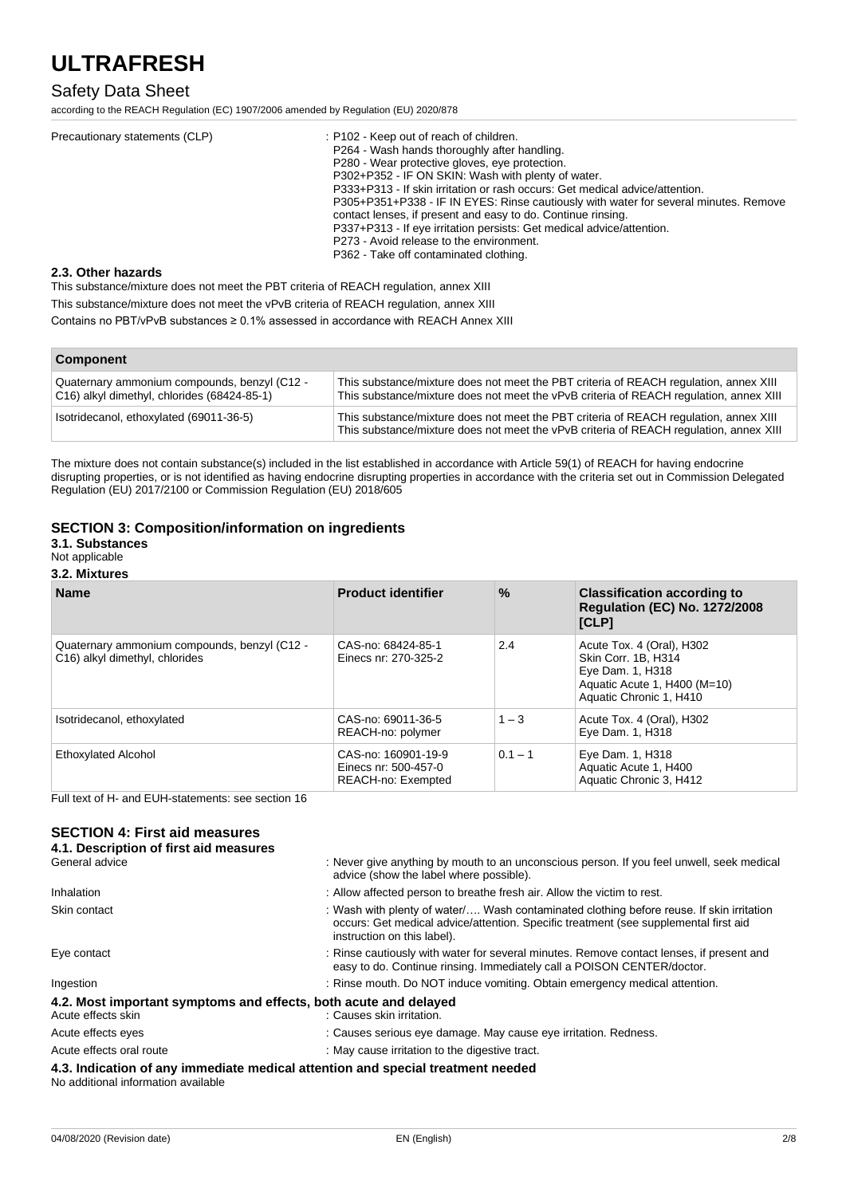| Precautionary statements (CLP) | : P102 - Keep out of reach of children.<br>P264 - Wash hands thoroughly after handling.<br>P280 - Wear protective gloves, eye protection.<br>P302+P352 - IF ON SKIN: Wash with plenty of water.<br>P333+P313 - If skin irritation or rash occurs: Get medical advice/attention.<br>P305+P351+P338 - IF IN EYES: Rinse cautiously with water for several minutes. Remove contact lenses, if present and easy to do. Continue rinsing.<br>P337+P313 - If eye irritation persists: Get medical advice/attention.<br>P273 - Avoid release to the environment.<br>P362 - Take off contaminated clothing. |
|---|---|

### 2.3. Other hazards

This substance/mixture does not meet the PBT criteria of REACH regulation, annex XIII

This substance/mixture does not meet the vPvB criteria of REACH regulation, annex XIII

Contains no PBT/vPvB substances ≥ 0.1% assessed in accordance with REACH Annex XIII

| Component | |
|---|---|
| Quaternary ammonium compounds, benzyl (C12 - C16) alkyl dimethyl, chlorides (68424-85-1) | This substance/mixture does not meet the PBT criteria of REACH regulation, annex XIII<br>This substance/mixture does not meet the vPvB criteria of REACH regulation, annex XIII |
| Isotridecanol, ethoxylated (69011-36-5) | This substance/mixture does not meet the PBT criteria of REACH regulation, annex XIII<br>This substance/mixture does not meet the vPvB criteria of REACH regulation, annex XIII |

The mixture does not contain substance(s) included in the list established in accordance with Article 59(1) of REACH for having endocrine disrupting properties, or is not identified as having endocrine disrupting properties in accordance with the criteria set out in Commission Delegated Regulation (EU) 2017/2100 or Commission Regulation (EU) 2018/605

## SECTION 3: Composition/information on ingredients

### 3.1. Substances

Not applicable

### 3.2. Mixtures

| Name | Product identifier | % | Classification according to Regulation (EC) No. 1272/2008 [CLP] |
|---|---|---|---|
| Quaternary ammonium compounds, benzyl (C12 - C16) alkyl dimethyl, chlorides | CAS-no: 68424-85-1<br>Einecs nr: 270-325-2 | 2.4 | Acute Tox. 4 (Oral), H302<br>Skin Corr. 1B, H314<br>Eye Dam. 1, H318<br>Aquatic Acute 1, H400 (M=10)<br>Aquatic Chronic 1, H410 |
| Isotridecanol, ethoxylated | CAS-no: 69011-36-5<br>REACH-no: polymer | 1 – 3 | Acute Tox. 4 (Oral), H302<br>Eye Dam. 1, H318 |
| Ethoxylated Alcohol | CAS-no: 160901-19-9<br>Einecs nr: 500-457-0<br>REACH-no: Exempted | 0.1 – 1 | Eye Dam. 1, H318<br>Aquatic Acute 1, H400<br>Aquatic Chronic 3, H412 |

Full text of H- and EUH-statements: see section 16

## SECTION 4: First aid measures

### 4.1. Description of first aid measures

| | |
|---|---|
| General advice | : Never give anything by mouth to an unconscious person. If you feel unwell, seek medical advice (show the label where possible). |
| Inhalation | : Allow affected person to breathe fresh air. Allow the victim to rest. |
| Skin contact | : Wash with plenty of water/…. Wash contaminated clothing before reuse. If skin irritation occurs: Get medical advice/attention. Specific treatment (see supplemental first aid instruction on this label). |
| Eye contact | : Rinse cautiously with water for several minutes. Remove contact lenses, if present and easy to do. Continue rinsing. Immediately call a POISON CENTER/doctor. |
| Ingestion | : Rinse mouth. Do NOT induce vomiting. Obtain emergency medical attention. |

### 4.2. Most important symptoms and effects, both acute and delayed

| | |
|---|---|
| Acute effects skin | : Causes skin irritation. |
| Acute effects eyes | : Causes serious eye damage. May cause eye irritation. Redness. |
| Acute effects oral route | : May cause irritation to the digestive tract. |

### 4.3. Indication of any immediate medical attention and special treatment needed

No additional information available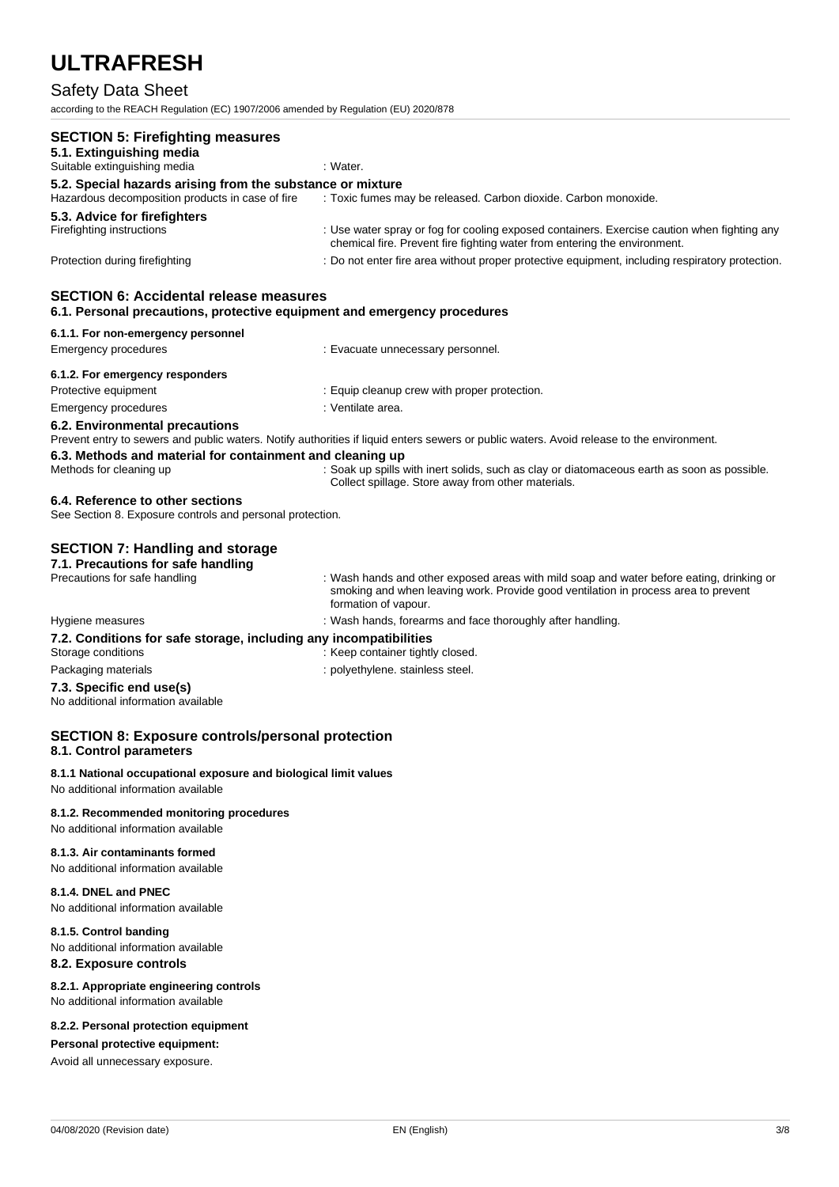## SECTION 5: Firefighting measures

### 5.1. Extinguishing media

Suitable extinguishing media : Water.

### 5.2. Special hazards arising from the substance or mixture

Hazardous decomposition products in case of fire : Toxic fumes may be released. Carbon dioxide. Carbon monoxide.

### 5.3. Advice for firefighters

Firefighting instructions : Use water spray or fog for cooling exposed containers. Exercise caution when fighting any chemical fire. Prevent fire fighting water from entering the environment.

Protection during firefighting : Do not enter fire area without proper protective equipment, including respiratory protection.

## SECTION 6: Accidental release measures

### 6.1. Personal precautions, protective equipment and emergency procedures

#### 6.1.1. For non-emergency personnel

Emergency procedures : Evacuate unnecessary personnel.

#### 6.1.2. For emergency responders

Protective equipment : Equip cleanup crew with proper protection.

Emergency procedures : Ventilate area.

### 6.2. Environmental precautions

Prevent entry to sewers and public waters. Notify authorities if liquid enters sewers or public waters. Avoid release to the environment.

### 6.3. Methods and material for containment and cleaning up

Methods for cleaning up : Soak up spills with inert solids, such as clay or diatomaceous earth as soon as possible. Collect spillage. Store away from other materials.

### 6.4. Reference to other sections

See Section 8. Exposure controls and personal protection.

## SECTION 7: Handling and storage

### 7.1. Precautions for safe handling

Precautions for safe handling : Wash hands and other exposed areas with mild soap and water before eating, drinking or smoking and when leaving work. Provide good ventilation in process area to prevent formation of vapour.

Hygiene measures : Wash hands, forearms and face thoroughly after handling.

### 7.2. Conditions for safe storage, including any incompatibilities

Storage conditions : Keep container tightly closed.

Packaging materials : polyethylene. stainless steel.

### 7.3. Specific end use(s)

No additional information available

## SECTION 8: Exposure controls/personal protection

### 8.1. Control parameters

#### 8.1.1 National occupational exposure and biological limit values

No additional information available

#### 8.1.2. Recommended monitoring procedures

No additional information available

#### 8.1.3. Air contaminants formed

No additional information available

#### 8.1.4. DNEL and PNEC

No additional information available

#### 8.1.5. Control banding

No additional information available

### 8.2. Exposure controls

#### 8.2.1. Appropriate engineering controls

No additional information available

#### 8.2.2. Personal protection equipment

**Personal protective equipment:**

Avoid all unnecessary exposure.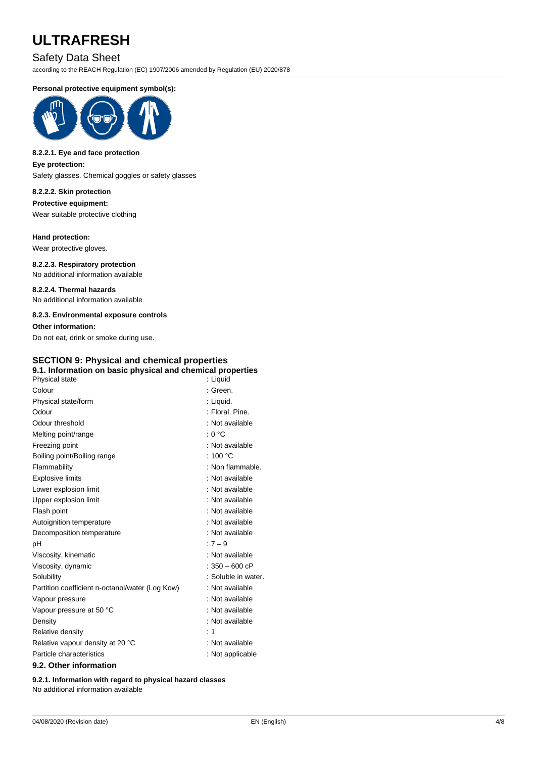**Personal protective equipment symbol(s):**

#### 8.2.2.1. Eye and face protection

**Eye protection:**

Safety glasses. Chemical goggles or safety glasses

#### 8.2.2.2. Skin protection

**Protective equipment:**

Wear suitable protective clothing

**Hand protection:**

Wear protective gloves.

#### 8.2.2.3. Respiratory protection

No additional information available

#### 8.2.2.4. Thermal hazards

No additional information available

#### 8.2.3. Environmental exposure controls

**Other information:**

Do not eat, drink or smoke during use.

## SECTION 9: Physical and chemical properties

### 9.1. Information on basic physical and chemical properties

| Property | Value |
|---|---|
| Physical state | : Liquid |
| Colour | : Green. |
| Physical state/form | : Liquid. |
| Odour | : Floral. Pine. |
| Odour threshold | : Not available |
| Melting point/range | : 0 °C |
| Freezing point | : Not available |
| Boiling point/Boiling range | : 100 °C |
| Flammability | : Non flammable. |
| Explosive limits | : Not available |
| Lower explosion limit | : Not available |
| Upper explosion limit | : Not available |
| Flash point | : Not available |
| Autoignition temperature | : Not available |
| Decomposition temperature | : Not available |
| pH | : 7 – 9 |
| Viscosity, kinematic | : Not available |
| Viscosity, dynamic | : 350 – 600 cP |
| Solubility | : Soluble in water. |
| Partition coefficient n-octanol/water (Log Kow) | : Not available |
| Vapour pressure | : Not available |
| Vapour pressure at 50 °C | : Not available |
| Density | : Not available |
| Relative density | : 1 |
| Relative vapour density at 20 °C | : Not available |
| Particle characteristics | : Not applicable |

### 9.2. Other information

#### 9.2.1. Information with regard to physical hazard classes

No additional information available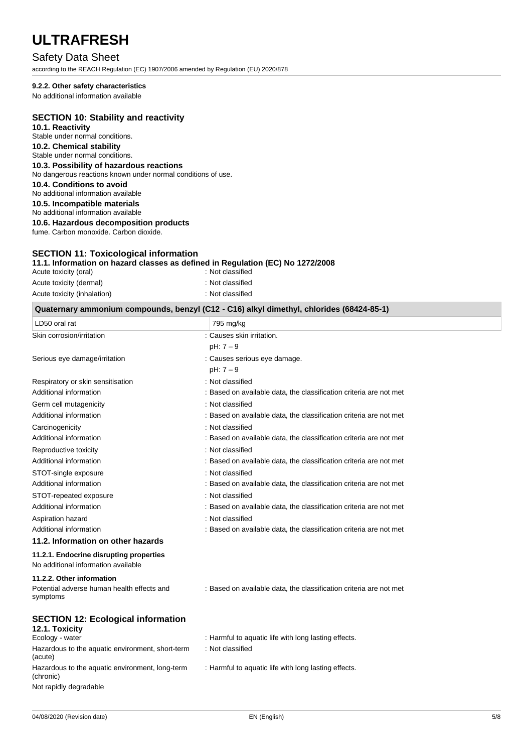#### 9.2.2. Other safety characteristics

No additional information available

## SECTION 10: Stability and reactivity

### 10.1. Reactivity

Stable under normal conditions.

### 10.2. Chemical stability

Stable under normal conditions.

### 10.3. Possibility of hazardous reactions

No dangerous reactions known under normal conditions of use.

### 10.4. Conditions to avoid

No additional information available

### 10.5. Incompatible materials

No additional information available

### 10.6. Hazardous decomposition products

fume. Carbon monoxide. Carbon dioxide.

## SECTION 11: Toxicological information

### 11.1. Information on hazard classes as defined in Regulation (EC) No 1272/2008

| | |
|---|---|
| Acute toxicity (oral) | : Not classified |
| Acute toxicity (dermal) | : Not classified |
| Acute toxicity (inhalation) | : Not classified |

| Quaternary ammonium compounds, benzyl (C12 - C16) alkyl dimethyl, chlorides (68424-85-1) | |
|---|---|
| LD50 oral rat | 795 mg/kg |

| | |
|---|---|
| Skin corrosion/irritation | : Causes skin irritation.<br>pH: 7 – 9 |
| Serious eye damage/irritation | : Causes serious eye damage.<br>pH: 7 – 9 |
| Respiratory or skin sensitisation | : Not classified |
| Additional information | : Based on available data, the classification criteria are not met |
| Germ cell mutagenicity | : Not classified |
| Additional information | : Based on available data, the classification criteria are not met |
| Carcinogenicity | : Not classified |
| Additional information | : Based on available data, the classification criteria are not met |
| Reproductive toxicity | : Not classified |
| Additional information | : Based on available data, the classification criteria are not met |
| STOT-single exposure | : Not classified |
| Additional information | : Based on available data, the classification criteria are not met |
| STOT-repeated exposure | : Not classified |
| Additional information | : Based on available data, the classification criteria are not met |
| Aspiration hazard | : Not classified |
| Additional information | : Based on available data, the classification criteria are not met |

### 11.2. Information on other hazards

#### 11.2.1. Endocrine disrupting properties

No additional information available

#### 11.2.2. Other information

| | |
|---|---|
| Potential adverse human health effects and symptoms | : Based on available data, the classification criteria are not met |

## SECTION 12: Ecological information

### 12.1. Toxicity

| | |
|---|---|
| Ecology - water | : Harmful to aquatic life with long lasting effects. |
| Hazardous to the aquatic environment, short-term (acute) | : Not classified |
| Hazardous to the aquatic environment, long-term (chronic) | : Harmful to aquatic life with long lasting effects. |

Not rapidly degradable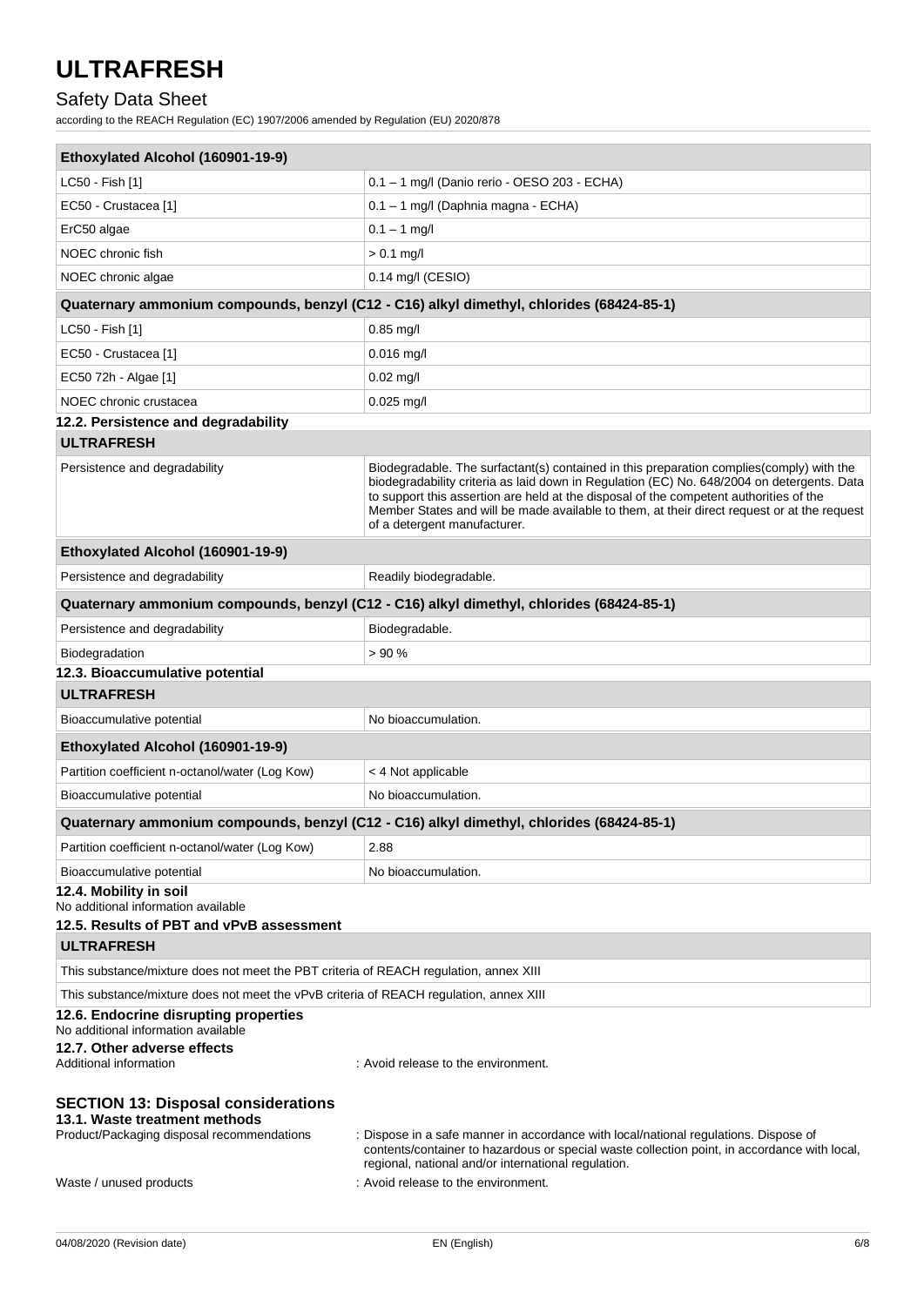| Ethoxylated Alcohol (160901-19-9) | |
|---|---|
| LC50 - Fish [1] | 0.1 – 1 mg/l (Danio rerio - OESO 203 - ECHA) |
| EC50 - Crustacea [1] | 0.1 – 1 mg/l (Daphnia magna - ECHA) |
| ErC50 algae | 0.1 – 1 mg/l |
| NOEC chronic fish | > 0.1 mg/l |
| NOEC chronic algae | 0.14 mg/l (CESIO) |

| Quaternary ammonium compounds, benzyl (C12 - C16) alkyl dimethyl, chlorides (68424-85-1) | |
|---|---|
| LC50 - Fish [1] | 0.85 mg/l |
| EC50 - Crustacea [1] | 0.016 mg/l |
| EC50 72h - Algae [1] | 0.02 mg/l |
| NOEC chronic crustacea | 0.025 mg/l |

### 12.2. Persistence and degradability

| ULTRAFRESH | |
|---|---|
| Persistence and degradability | Biodegradable. The surfactant(s) contained in this preparation complies(comply) with the biodegradability criteria as laid down in Regulation (EC) No. 648/2004 on detergents. Data to support this assertion are held at the disposal of the competent authorities of the Member States and will be made available to them, at their direct request or at the request of a detergent manufacturer. |

| Ethoxylated Alcohol (160901-19-9) | |
|---|---|
| Persistence and degradability | Readily biodegradable. |

| Quaternary ammonium compounds, benzyl (C12 - C16) alkyl dimethyl, chlorides (68424-85-1) | |
|---|---|
| Persistence and degradability | Biodegradable. |
| Biodegradation | > 90 % |

### 12.3. Bioaccumulative potential

| ULTRAFRESH | |
|---|---|
| Bioaccumulative potential | No bioaccumulation. |

| Ethoxylated Alcohol (160901-19-9) | |
|---|---|
| Partition coefficient n-octanol/water (Log Kow) | < 4 Not applicable |
| Bioaccumulative potential | No bioaccumulation. |

| Quaternary ammonium compounds, benzyl (C12 - C16) alkyl dimethyl, chlorides (68424-85-1) | |
|---|---|
| Partition coefficient n-octanol/water (Log Kow) | 2.88 |
| Bioaccumulative potential | No bioaccumulation. |

### 12.4. Mobility in soil

No additional information available

### 12.5. Results of PBT and vPvB assessment

| ULTRAFRESH |
|---|
| This substance/mixture does not meet the PBT criteria of REACH regulation, annex XIII |
| This substance/mixture does not meet the vPvB criteria of REACH regulation, annex XIII |

### 12.6. Endocrine disrupting properties

No additional information available

### 12.7. Other adverse effects

Additional information : Avoid release to the environment.

## SECTION 13: Disposal considerations

### 13.1. Waste treatment methods

Product/Packaging disposal recommendations : Dispose in a safe manner in accordance with local/national regulations. Dispose of contents/container to hazardous or special waste collection point, in accordance with local, regional, national and/or international regulation.

Waste / unused products : Avoid release to the environment.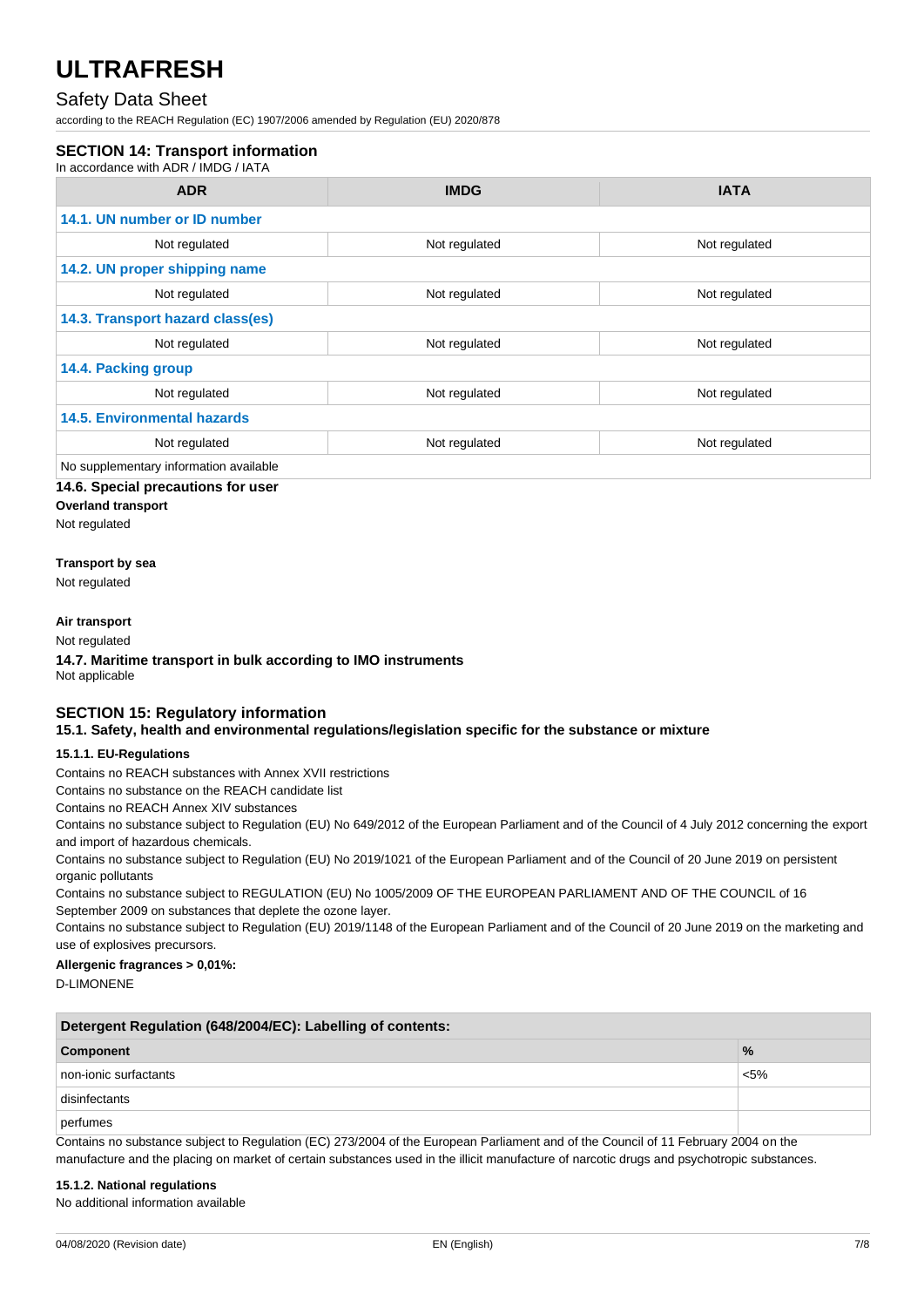## SECTION 14: Transport information

In accordance with ADR / IMDG / IATA

| ADR | IMDG | IATA |
|---|---|---|
| **14.1. UN number or ID number** | | |
| Not regulated | Not regulated | Not regulated |
| **14.2. UN proper shipping name** | | |
| Not regulated | Not regulated | Not regulated |
| **14.3. Transport hazard class(es)** | | |
| Not regulated | Not regulated | Not regulated |
| **14.4. Packing group** | | |
| Not regulated | Not regulated | Not regulated |
| **14.5. Environmental hazards** | | |
| Not regulated | Not regulated | Not regulated |
| No supplementary information available | | |

### 14.6. Special precautions for user

**Overland transport**

Not regulated

**Transport by sea**

Not regulated

**Air transport**

Not regulated

### 14.7. Maritime transport in bulk according to IMO instruments

Not applicable

## SECTION 15: Regulatory information

### 15.1. Safety, health and environmental regulations/legislation specific for the substance or mixture

#### 15.1.1. EU-Regulations

Contains no REACH substances with Annex XVII restrictions

Contains no substance on the REACH candidate list

Contains no REACH Annex XIV substances

Contains no substance subject to Regulation (EU) No 649/2012 of the European Parliament and of the Council of 4 July 2012 concerning the export and import of hazardous chemicals.

Contains no substance subject to Regulation (EU) No 2019/1021 of the European Parliament and of the Council of 20 June 2019 on persistent organic pollutants

Contains no substance subject to REGULATION (EU) No 1005/2009 OF THE EUROPEAN PARLIAMENT AND OF THE COUNCIL of 16 September 2009 on substances that deplete the ozone layer.

Contains no substance subject to Regulation (EU) 2019/1148 of the European Parliament and of the Council of 20 June 2019 on the marketing and use of explosives precursors.

**Allergenic fragrances > 0,01%:**

D-LIMONENE

| Detergent Regulation (648/2004/EC): Labelling of contents: | |
|---|---|
| **Component** | **%** |
| non-ionic surfactants | <5% |
| disinfectants | |
| perfumes | |

Contains no substance subject to Regulation (EC) 273/2004 of the European Parliament and of the Council of 11 February 2004 on the manufacture and the placing on market of certain substances used in the illicit manufacture of narcotic drugs and psychotropic substances.

#### 15.1.2. National regulations

No additional information available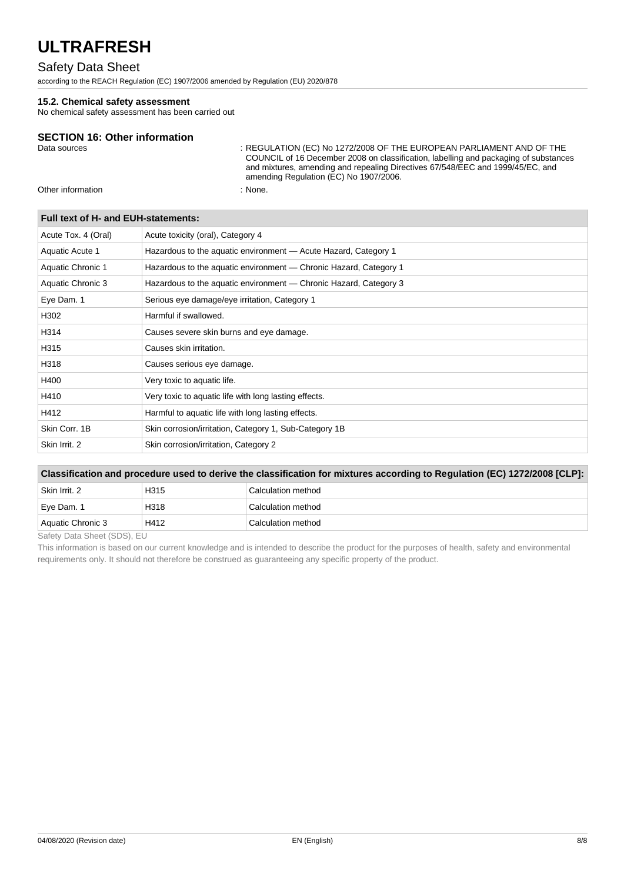### 15.2. Chemical safety assessment

No chemical safety assessment has been carried out

## SECTION 16: Other information

Data sources : REGULATION (EC) No 1272/2008 OF THE EUROPEAN PARLIAMENT AND OF THE COUNCIL of 16 December 2008 on classification, labelling and packaging of substances and mixtures, amending and repealing Directives 67/548/EEC and 1999/45/EC, and amending Regulation (EC) No 1907/2006.

Other information : None.

| Full text of H- and EUH-statements: | |
|---|---|
| Acute Tox. 4 (Oral) | Acute toxicity (oral), Category 4 |
| Aquatic Acute 1 | Hazardous to the aquatic environment — Acute Hazard, Category 1 |
| Aquatic Chronic 1 | Hazardous to the aquatic environment — Chronic Hazard, Category 1 |
| Aquatic Chronic 3 | Hazardous to the aquatic environment — Chronic Hazard, Category 3 |
| Eye Dam. 1 | Serious eye damage/eye irritation, Category 1 |
| H302 | Harmful if swallowed. |
| H314 | Causes severe skin burns and eye damage. |
| H315 | Causes skin irritation. |
| H318 | Causes serious eye damage. |
| H400 | Very toxic to aquatic life. |
| H410 | Very toxic to aquatic life with long lasting effects. |
| H412 | Harmful to aquatic life with long lasting effects. |
| Skin Corr. 1B | Skin corrosion/irritation, Category 1, Sub-Category 1B |
| Skin Irrit. 2 | Skin corrosion/irritation, Category 2 |

| Classification and procedure used to derive the classification for mixtures according to Regulation (EC) 1272/2008 [CLP]: | | |
|---|---|---|
| Skin Irrit. 2 | H315 | Calculation method |
| Eye Dam. 1 | H318 | Calculation method |
| Aquatic Chronic 3 | H412 | Calculation method |

Safety Data Sheet (SDS), EU

This information is based on our current knowledge and is intended to describe the product for the purposes of health, safety and environmental requirements only. It should not therefore be construed as guaranteeing any specific property of the product.